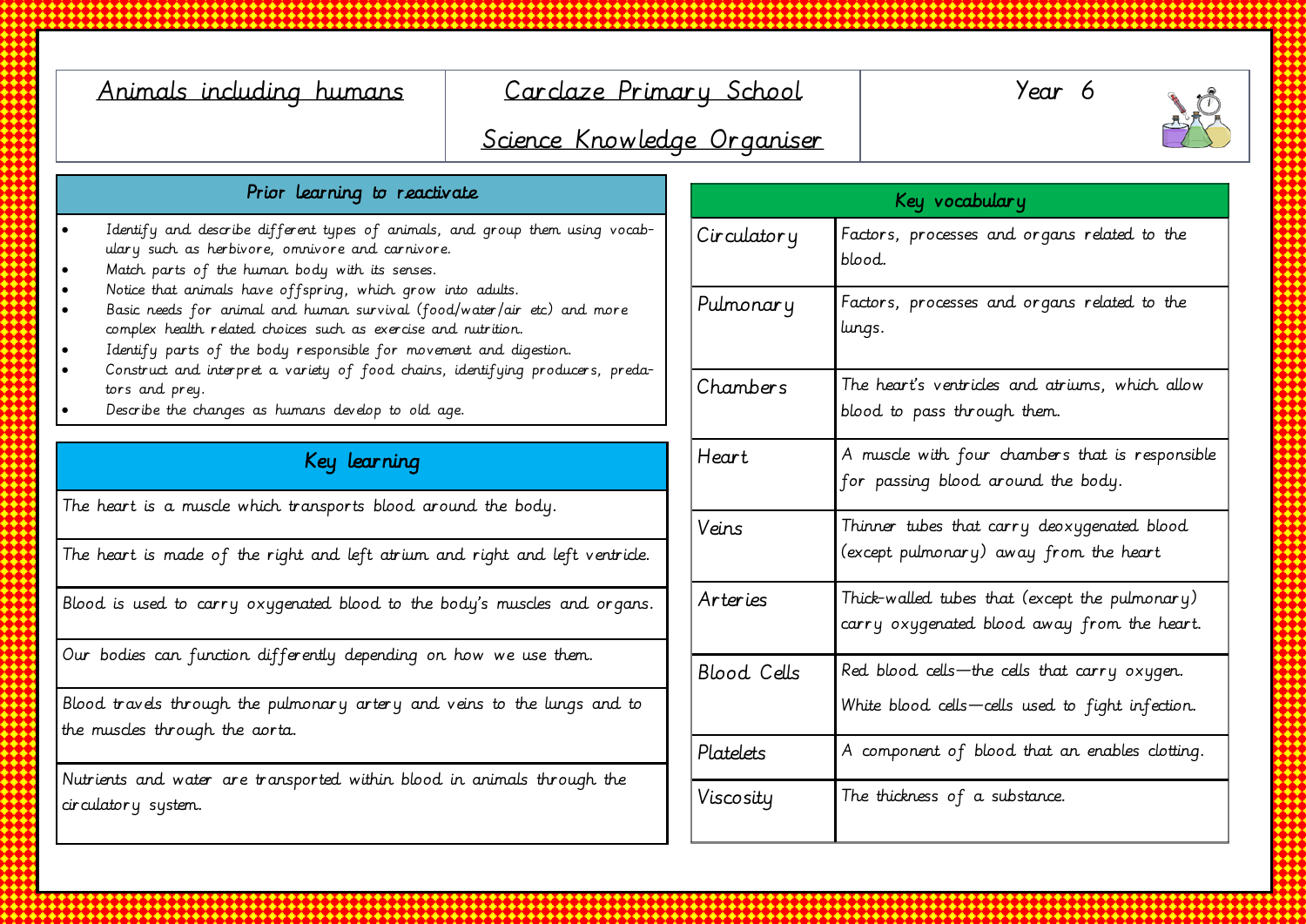| Animals including humans | Carclaze Primary School<br>Science Knowledge Organiser | Year 6 |
|---|---|---|

## Prior learning to reactivate

- Identify and describe different types of animals, and group them using vocabulary such as herbivore, omnivore and carnivore.
- Match parts of the human body with its senses.
- Notice that animals have offspring, which grow into adults.
- Basic needs for animal and human survival (food/water/air etc) and more complex health related choices such as exercise and nutrition.
- Identify parts of the body responsible for movement and digestion.
- Construct and interpret a variety of food chains, identifying producers, predators and prey.
- Describe the changes as humans develop to old age.

## Key learning

| Key learning |
|---|
| The heart is a muscle which transports blood around the body. |
| The heart is made of the right and left atrium and right and left ventricle. |
| Blood is used to carry oxygenated blood to the body's muscles and organs. |
| Our bodies can function differently depending on how we use them. |
| Blood travels through the pulmonary artery and veins to the lungs and to the muscles through the aorta. |
| Nutrients and water are transported within blood in animals through the circulatory system. |

## Key vocabulary

| Term | Definition |
|---|---|
| Circulatory | Factors, processes and organs related to the blood. |
| Pulmonary | Factors, processes and organs related to the lungs. |
| Chambers | The heart's ventricles and atriums, which allow blood to pass through them. |
| Heart | A muscle with four chambers that is responsible for passing blood around the body. |
| Veins | Thinner tubes that carry deoxygenated blood (except pulmonary) away from the heart |
| Arteries | Thick-walled tubes that (except the pulmonary) carry oxygenated blood away from the heart. |
| Blood Cells | Red blood cells—the cells that carry oxygen.<br>White blood cells—cells used to fight infection. |
| Platelets | A component of blood that an enables clotting. |
| Viscosity | The thickness of a substance. |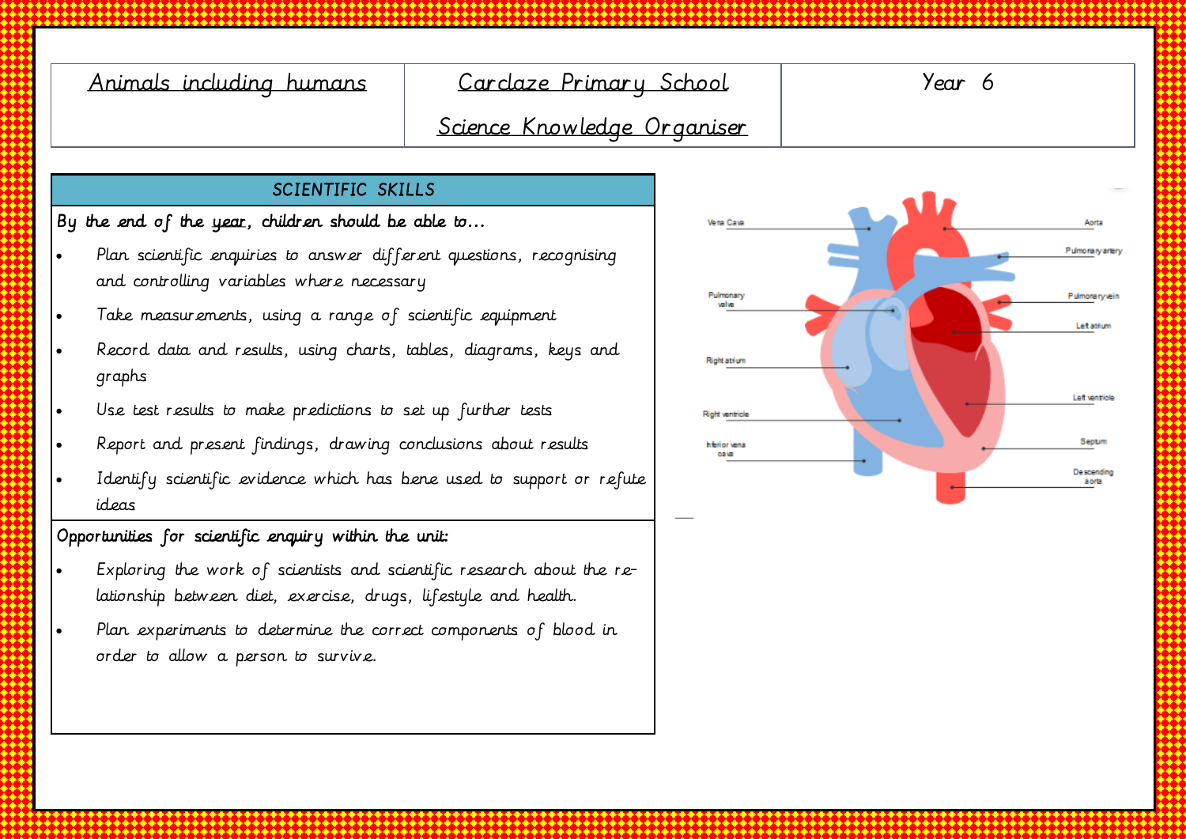| Animals including humans | Carclaze Primary School<br>Science Knowledge Organiser | Year 6 |
|---|---|---|

## SCIENTIFIC SKILLS

By the end of the year, children should be able to…

- Plan scientific enquiries to answer different questions, recognising and controlling variables where necessary
- Take measurements, using a range of scientific equipment
- Record data and results, using charts, tables, diagrams, keys and graphs
- Use test results to make predictions to set up further tests
- Report and present findings, drawing conclusions about results
- Identify scientific evidence which has bene used to support or refute ideas

Opportunities for scientific enquiry within the unit:

- Exploring the work of scientists and scientific research about the relationship between diet, exercise, drugs, lifestyle and health.
- Plan experiments to determine the correct components of blood in order to allow a person to survive.

Vena Cava
Aorta
Pulmonary artery
Pulmonary valve
Pulmonary vein
Left atrium
Right atrium
Left ventricle
Right ventricle
Septum
Inferior vena cava
Descending aorta